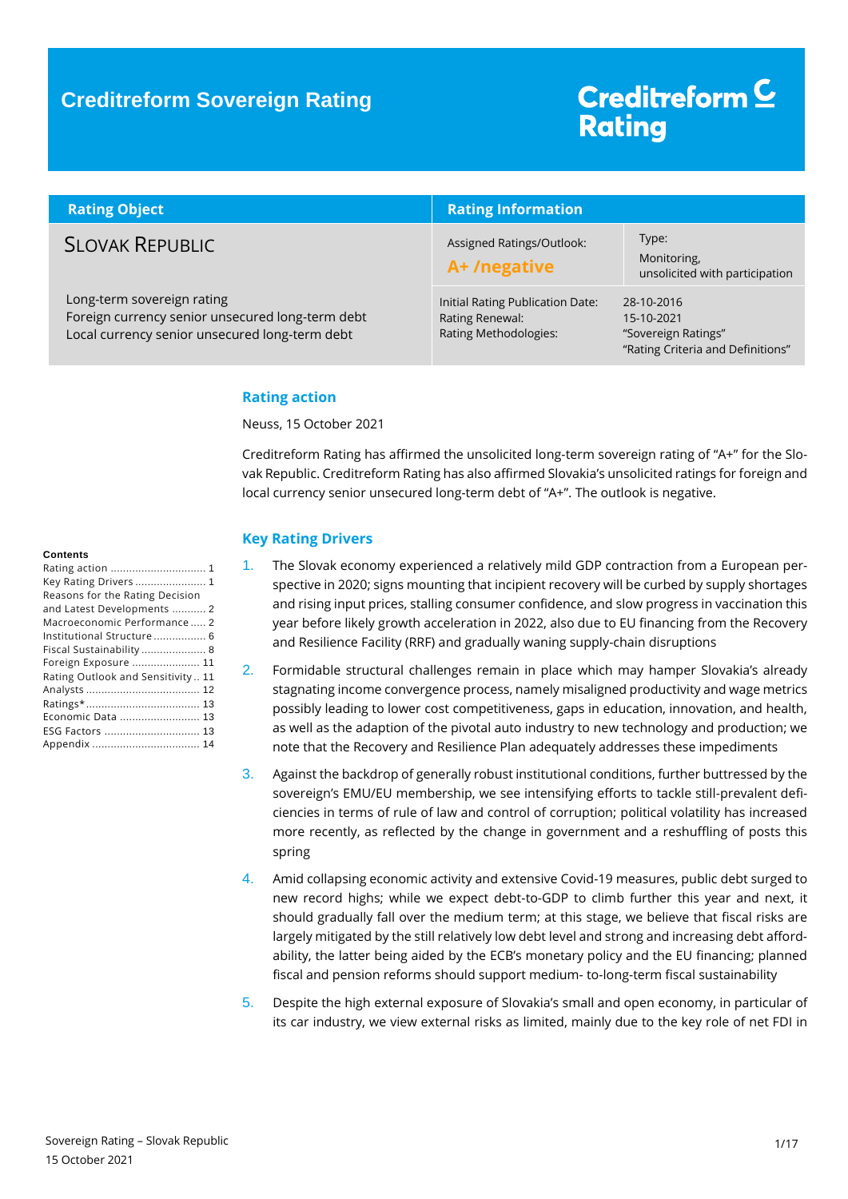# Creditreform Sovereign Rating

Creditreform Rating

| Rating Object | Rating Information | |
|---|---|---|
| SLOVAK REPUBLIC | Assigned Ratings/Outlook: **A+ /negative** | Type: Monitoring, unsolicited with participation |
| Long-term sovereign rating<br>Foreign currency senior unsecured long-term debt<br>Local currency senior unsecured long-term debt | Initial Rating Publication Date:<br>Rating Renewal:<br>Rating Methodologies: | 28-10-2016<br>15-10-2021<br>"Sovereign Ratings"<br>"Rating Criteria and Definitions" |

**Contents**

- Rating action ... 1
- Key Rating Drivers ... 1
- Reasons for the Rating Decision and Latest Developments ... 2
- Macroeconomic Performance ... 2
- Institutional Structure ... 6
- Fiscal Sustainability ... 8
- Foreign Exposure ... 11
- Rating Outlook and Sensitivity ... 11
- Analysts ... 12
- Ratings* ... 13
- Economic Data ... 13
- ESG Factors ... 13
- Appendix ... 14

## Rating action

Neuss, 15 October 2021

Creditreform Rating has affirmed the unsolicited long-term sovereign rating of "A+" for the Slovak Republic. Creditreform Rating has also affirmed Slovakia's unsolicited ratings for foreign and local currency senior unsecured long-term debt of "A+". The outlook is negative.

## Key Rating Drivers

1. The Slovak economy experienced a relatively mild GDP contraction from a European perspective in 2020; signs mounting that incipient recovery will be curbed by supply shortages and rising input prices, stalling consumer confidence, and slow progress in vaccination this year before likely growth acceleration in 2022, also due to EU financing from the Recovery and Resilience Facility (RRF) and gradually waning supply-chain disruptions
2. Formidable structural challenges remain in place which may hamper Slovakia's already stagnating income convergence process, namely misaligned productivity and wage metrics possibly leading to lower cost competitiveness, gaps in education, innovation, and health, as well as the adaption of the pivotal auto industry to new technology and production; we note that the Recovery and Resilience Plan adequately addresses these impediments
3. Against the backdrop of generally robust institutional conditions, further buttressed by the sovereign's EMU/EU membership, we see intensifying efforts to tackle still-prevalent deficiencies in terms of rule of law and control of corruption; political volatility has increased more recently, as reflected by the change in government and a reshuffling of posts this spring
4. Amid collapsing economic activity and extensive Covid-19 measures, public debt surged to new record highs; while we expect debt-to-GDP to climb further this year and next, it should gradually fall over the medium term; at this stage, we believe that fiscal risks are largely mitigated by the still relatively low debt level and strong and increasing debt affordability, the latter being aided by the ECB's monetary policy and the EU financing; planned fiscal and pension reforms should support medium- to-long-term fiscal sustainability
5. Despite the high external exposure of Slovakia's small and open economy, in particular of its car industry, we view external risks as limited, mainly due to the key role of net FDI in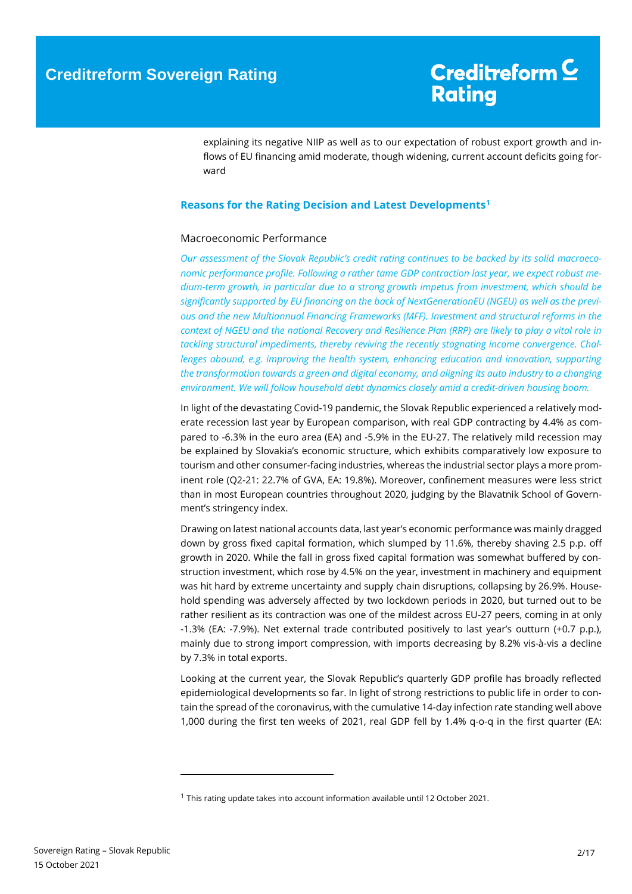explaining its negative NIIP as well as to our expectation of robust export growth and inflows of EU financing amid moderate, though widening, current account deficits going forward

## Reasons for the Rating Decision and Latest Developments[1]

### Macroeconomic Performance

*Our assessment of the Slovak Republic's credit rating continues to be backed by its solid macroeconomic performance profile. Following a rather tame GDP contraction last year, we expect robust medium-term growth, in particular due to a strong growth impetus from investment, which should be significantly supported by EU financing on the back of NextGenerationEU (NGEU) as well as the previous and the new Multiannual Financing Frameworks (MFF). Investment and structural reforms in the context of NGEU and the national Recovery and Resilience Plan (RRP) are likely to play a vital role in tackling structural impediments, thereby reviving the recently stagnating income convergence. Challenges abound, e.g. improving the health system, enhancing education and innovation, supporting the transformation towards a green and digital economy, and aligning its auto industry to a changing environment. We will follow household debt dynamics closely amid a credit-driven housing boom.*

In light of the devastating Covid-19 pandemic, the Slovak Republic experienced a relatively moderate recession last year by European comparison, with real GDP contracting by 4.4% as compared to -6.3% in the euro area (EA) and -5.9% in the EU-27. The relatively mild recession may be explained by Slovakia's economic structure, which exhibits comparatively low exposure to tourism and other consumer-facing industries, whereas the industrial sector plays a more prominent role (Q2-21: 22.7% of GVA, EA: 19.8%). Moreover, confinement measures were less strict than in most European countries throughout 2020, judging by the Blavatnik School of Government's stringency index.

Drawing on latest national accounts data, last year's economic performance was mainly dragged down by gross fixed capital formation, which slumped by 11.6%, thereby shaving 2.5 p.p. off growth in 2020. While the fall in gross fixed capital formation was somewhat buffered by construction investment, which rose by 4.5% on the year, investment in machinery and equipment was hit hard by extreme uncertainty and supply chain disruptions, collapsing by 26.9%. Household spending was adversely affected by two lockdown periods in 2020, but turned out to be rather resilient as its contraction was one of the mildest across EU-27 peers, coming in at only -1.3% (EA: -7.9%). Net external trade contributed positively to last year's outturn (+0.7 p.p.), mainly due to strong import compression, with imports decreasing by 8.2% vis-à-vis a decline by 7.3% in total exports.

Looking at the current year, the Slovak Republic's quarterly GDP profile has broadly reflected epidemiological developments so far. In light of strong restrictions to public life in order to contain the spread of the coronavirus, with the cumulative 14-day infection rate standing well above 1,000 during the first ten weeks of 2021, real GDP fell by 1.4% q-o-q in the first quarter (EA:

---

[1] This rating update takes into account information available until 12 October 2021.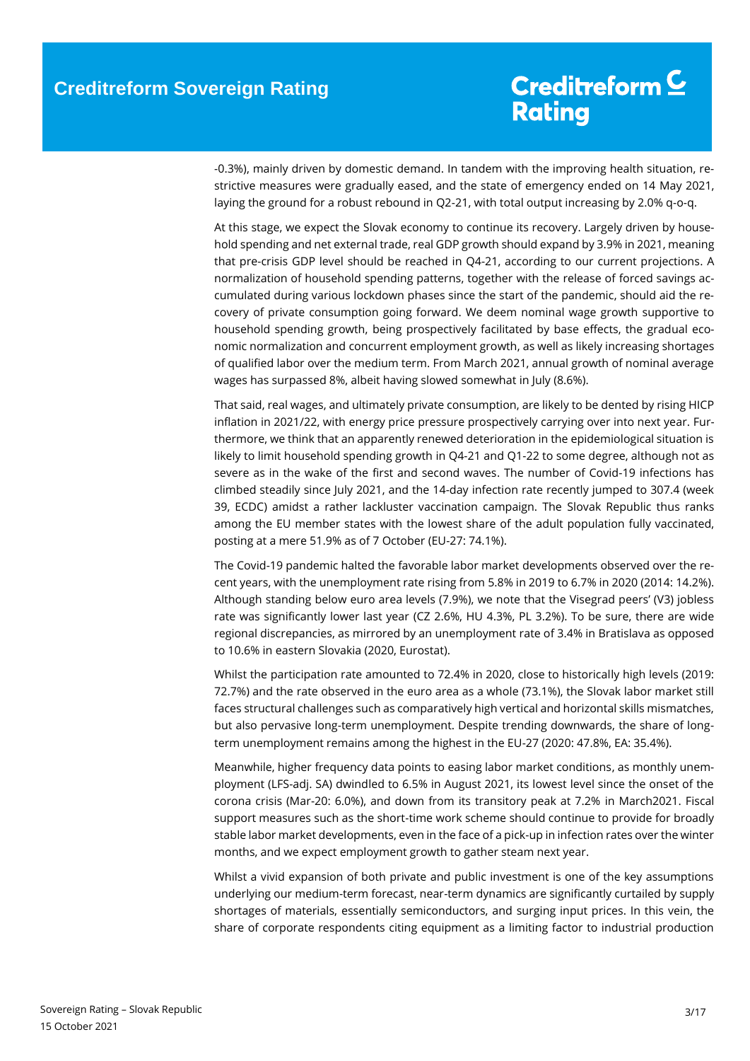-0.3%), mainly driven by domestic demand. In tandem with the improving health situation, restrictive measures were gradually eased, and the state of emergency ended on 14 May 2021, laying the ground for a robust rebound in Q2-21, with total output increasing by 2.0% q-o-q.

At this stage, we expect the Slovak economy to continue its recovery. Largely driven by household spending and net external trade, real GDP growth should expand by 3.9% in 2021, meaning that pre-crisis GDP level should be reached in Q4-21, according to our current projections. A normalization of household spending patterns, together with the release of forced savings accumulated during various lockdown phases since the start of the pandemic, should aid the recovery of private consumption going forward. We deem nominal wage growth supportive to household spending growth, being prospectively facilitated by base effects, the gradual economic normalization and concurrent employment growth, as well as likely increasing shortages of qualified labor over the medium term. From March 2021, annual growth of nominal average wages has surpassed 8%, albeit having slowed somewhat in July (8.6%).

That said, real wages, and ultimately private consumption, are likely to be dented by rising HICP inflation in 2021/22, with energy price pressure prospectively carrying over into next year. Furthermore, we think that an apparently renewed deterioration in the epidemiological situation is likely to limit household spending growth in Q4-21 and Q1-22 to some degree, although not as severe as in the wake of the first and second waves. The number of Covid-19 infections has climbed steadily since July 2021, and the 14-day infection rate recently jumped to 307.4 (week 39, ECDC) amidst a rather lackluster vaccination campaign. The Slovak Republic thus ranks among the EU member states with the lowest share of the adult population fully vaccinated, posting at a mere 51.9% as of 7 October (EU-27: 74.1%).

The Covid-19 pandemic halted the favorable labor market developments observed over the recent years, with the unemployment rate rising from 5.8% in 2019 to 6.7% in 2020 (2014: 14.2%). Although standing below euro area levels (7.9%), we note that the Visegrad peers' (V3) jobless rate was significantly lower last year (CZ 2.6%, HU 4.3%, PL 3.2%). To be sure, there are wide regional discrepancies, as mirrored by an unemployment rate of 3.4% in Bratislava as opposed to 10.6% in eastern Slovakia (2020, Eurostat).

Whilst the participation rate amounted to 72.4% in 2020, close to historically high levels (2019: 72.7%) and the rate observed in the euro area as a whole (73.1%), the Slovak labor market still faces structural challenges such as comparatively high vertical and horizontal skills mismatches, but also pervasive long-term unemployment. Despite trending downwards, the share of long-term unemployment remains among the highest in the EU-27 (2020: 47.8%, EA: 35.4%).

Meanwhile, higher frequency data points to easing labor market conditions, as monthly unemployment (LFS-adj. SA) dwindled to 6.5% in August 2021, its lowest level since the onset of the corona crisis (Mar-20: 6.0%), and down from its transitory peak at 7.2% in March2021. Fiscal support measures such as the short-time work scheme should continue to provide for broadly stable labor market developments, even in the face of a pick-up in infection rates over the winter months, and we expect employment growth to gather steam next year.

Whilst a vivid expansion of both private and public investment is one of the key assumptions underlying our medium-term forecast, near-term dynamics are significantly curtailed by supply shortages of materials, essentially semiconductors, and surging input prices. In this vein, the share of corporate respondents citing equipment as a limiting factor to industrial production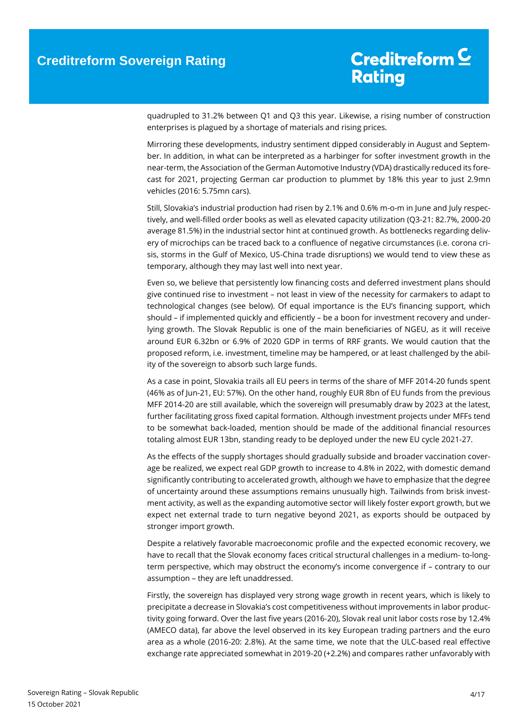quadrupled to 31.2% between Q1 and Q3 this year. Likewise, a rising number of construction enterprises is plagued by a shortage of materials and rising prices.

Mirroring these developments, industry sentiment dipped considerably in August and September. In addition, in what can be interpreted as a harbinger for softer investment growth in the near-term, the Association of the German Automotive Industry (VDA) drastically reduced its forecast for 2021, projecting German car production to plummet by 18% this year to just 2.9mn vehicles (2016: 5.75mn cars).

Still, Slovakia's industrial production had risen by 2.1% and 0.6% m-o-m in June and July respectively, and well-filled order books as well as elevated capacity utilization (Q3-21: 82.7%, 2000-20 average 81.5%) in the industrial sector hint at continued growth. As bottlenecks regarding delivery of microchips can be traced back to a confluence of negative circumstances (i.e. corona crisis, storms in the Gulf of Mexico, US-China trade disruptions) we would tend to view these as temporary, although they may last well into next year.

Even so, we believe that persistently low financing costs and deferred investment plans should give continued rise to investment – not least in view of the necessity for carmakers to adapt to technological changes (see below). Of equal importance is the EU's financing support, which should – if implemented quickly and efficiently – be a boon for investment recovery and underlying growth. The Slovak Republic is one of the main beneficiaries of NGEU, as it will receive around EUR 6.32bn or 6.9% of 2020 GDP in terms of RRF grants. We would caution that the proposed reform, i.e. investment, timeline may be hampered, or at least challenged by the ability of the sovereign to absorb such large funds.

As a case in point, Slovakia trails all EU peers in terms of the share of MFF 2014-20 funds spent (46% as of Jun-21, EU: 57%). On the other hand, roughly EUR 8bn of EU funds from the previous MFF 2014-20 are still available, which the sovereign will presumably draw by 2023 at the latest, further facilitating gross fixed capital formation. Although investment projects under MFFs tend to be somewhat back-loaded, mention should be made of the additional financial resources totaling almost EUR 13bn, standing ready to be deployed under the new EU cycle 2021-27.

As the effects of the supply shortages should gradually subside and broader vaccination coverage be realized, we expect real GDP growth to increase to 4.8% in 2022, with domestic demand significantly contributing to accelerated growth, although we have to emphasize that the degree of uncertainty around these assumptions remains unusually high. Tailwinds from brisk investment activity, as well as the expanding automotive sector will likely foster export growth, but we expect net external trade to turn negative beyond 2021, as exports should be outpaced by stronger import growth.

Despite a relatively favorable macroeconomic profile and the expected economic recovery, we have to recall that the Slovak economy faces critical structural challenges in a medium- to-long-term perspective, which may obstruct the economy's income convergence if – contrary to our assumption – they are left unaddressed.

Firstly, the sovereign has displayed very strong wage growth in recent years, which is likely to precipitate a decrease in Slovakia's cost competitiveness without improvements in labor productivity going forward. Over the last five years (2016-20), Slovak real unit labor costs rose by 12.4% (AMECO data), far above the level observed in its key European trading partners and the euro area as a whole (2016-20: 2.8%). At the same time, we note that the ULC-based real effective exchange rate appreciated somewhat in 2019-20 (+2.2%) and compares rather unfavorably with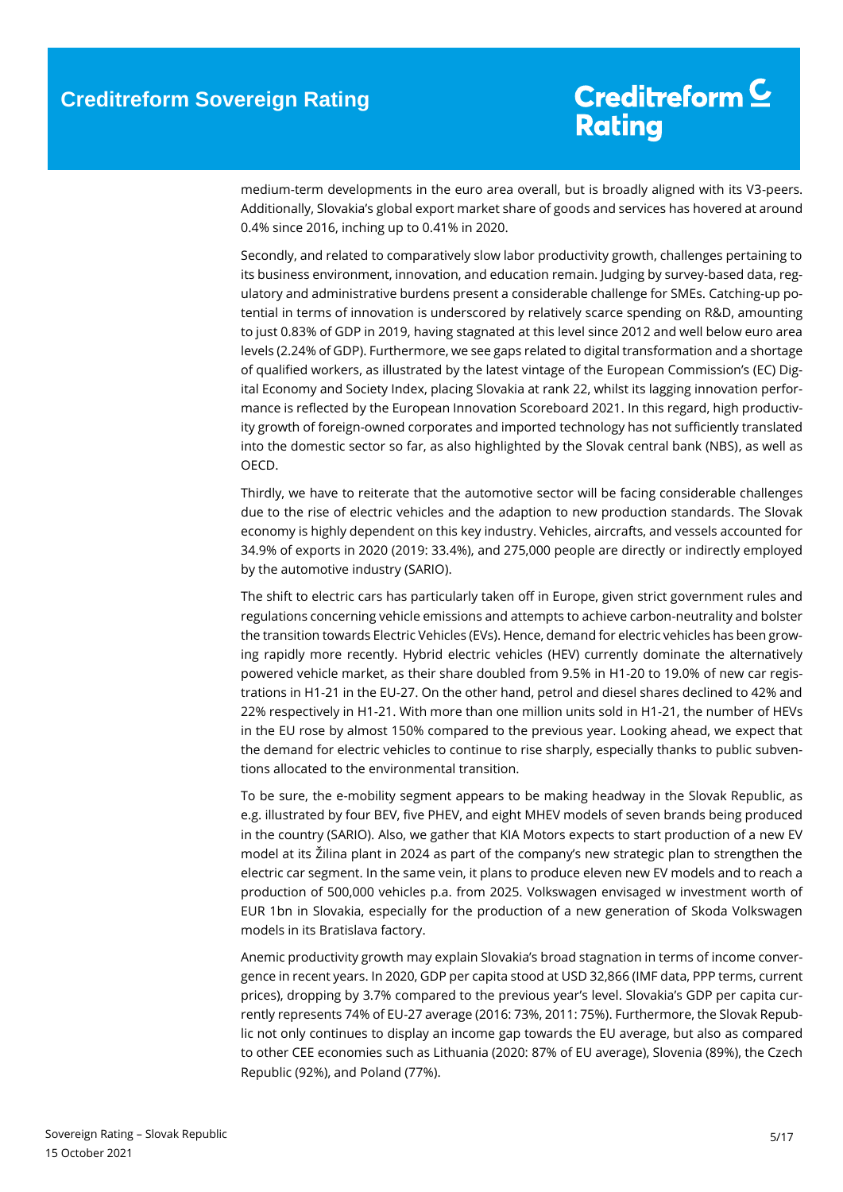medium-term developments in the euro area overall, but is broadly aligned with its V3-peers. Additionally, Slovakia's global export market share of goods and services has hovered at around 0.4% since 2016, inching up to 0.41% in 2020.

Secondly, and related to comparatively slow labor productivity growth, challenges pertaining to its business environment, innovation, and education remain. Judging by survey-based data, regulatory and administrative burdens present a considerable challenge for SMEs. Catching-up potential in terms of innovation is underscored by relatively scarce spending on R&D, amounting to just 0.83% of GDP in 2019, having stagnated at this level since 2012 and well below euro area levels (2.24% of GDP). Furthermore, we see gaps related to digital transformation and a shortage of qualified workers, as illustrated by the latest vintage of the European Commission's (EC) Digital Economy and Society Index, placing Slovakia at rank 22, whilst its lagging innovation performance is reflected by the European Innovation Scoreboard 2021. In this regard, high productivity growth of foreign-owned corporates and imported technology has not sufficiently translated into the domestic sector so far, as also highlighted by the Slovak central bank (NBS), as well as OECD.

Thirdly, we have to reiterate that the automotive sector will be facing considerable challenges due to the rise of electric vehicles and the adaption to new production standards. The Slovak economy is highly dependent on this key industry. Vehicles, aircrafts, and vessels accounted for 34.9% of exports in 2020 (2019: 33.4%), and 275,000 people are directly or indirectly employed by the automotive industry (SARIO).

The shift to electric cars has particularly taken off in Europe, given strict government rules and regulations concerning vehicle emissions and attempts to achieve carbon-neutrality and bolster the transition towards Electric Vehicles (EVs). Hence, demand for electric vehicles has been growing rapidly more recently. Hybrid electric vehicles (HEV) currently dominate the alternatively powered vehicle market, as their share doubled from 9.5% in H1-20 to 19.0% of new car registrations in H1-21 in the EU-27. On the other hand, petrol and diesel shares declined to 42% and 22% respectively in H1-21. With more than one million units sold in H1-21, the number of HEVs in the EU rose by almost 150% compared to the previous year. Looking ahead, we expect that the demand for electric vehicles to continue to rise sharply, especially thanks to public subventions allocated to the environmental transition.

To be sure, the e-mobility segment appears to be making headway in the Slovak Republic, as e.g. illustrated by four BEV, five PHEV, and eight MHEV models of seven brands being produced in the country (SARIO). Also, we gather that KIA Motors expects to start production of a new EV model at its Žilina plant in 2024 as part of the company's new strategic plan to strengthen the electric car segment. In the same vein, it plans to produce eleven new EV models and to reach a production of 500,000 vehicles p.a. from 2025. Volkswagen envisaged w investment worth of EUR 1bn in Slovakia, especially for the production of a new generation of Skoda Volkswagen models in its Bratislava factory.

Anemic productivity growth may explain Slovakia's broad stagnation in terms of income convergence in recent years. In 2020, GDP per capita stood at USD 32,866 (IMF data, PPP terms, current prices), dropping by 3.7% compared to the previous year's level. Slovakia's GDP per capita currently represents 74% of EU-27 average (2016: 73%, 2011: 75%). Furthermore, the Slovak Republic not only continues to display an income gap towards the EU average, but also as compared to other CEE economies such as Lithuania (2020: 87% of EU average), Slovenia (89%), the Czech Republic (92%), and Poland (77%).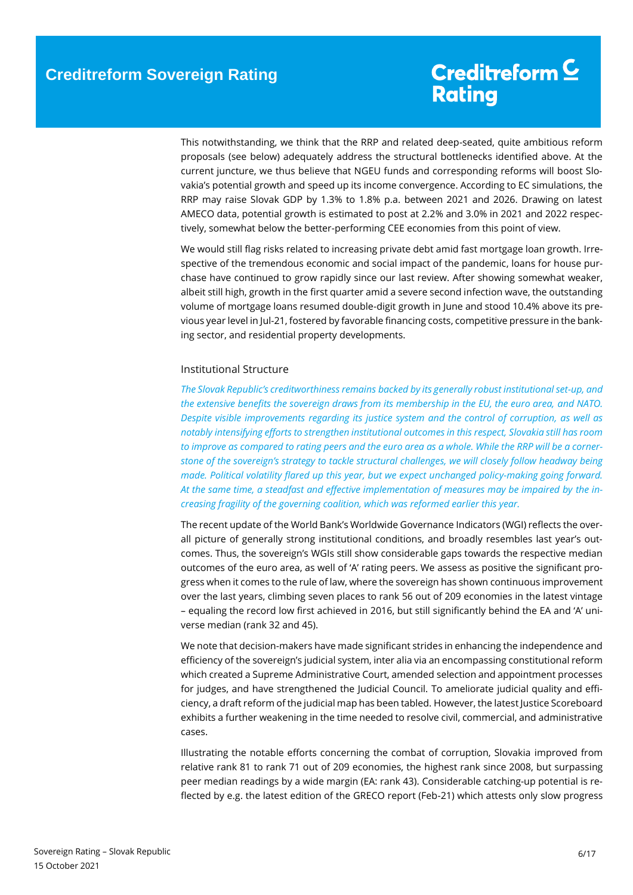This notwithstanding, we think that the RRP and related deep-seated, quite ambitious reform proposals (see below) adequately address the structural bottlenecks identified above. At the current juncture, we thus believe that NGEU funds and corresponding reforms will boost Slovakia's potential growth and speed up its income convergence. According to EC simulations, the RRP may raise Slovak GDP by 1.3% to 1.8% p.a. between 2021 and 2026. Drawing on latest AMECO data, potential growth is estimated to post at 2.2% and 3.0% in 2021 and 2022 respectively, somewhat below the better-performing CEE economies from this point of view.

We would still flag risks related to increasing private debt amid fast mortgage loan growth. Irrespective of the tremendous economic and social impact of the pandemic, loans for house purchase have continued to grow rapidly since our last review. After showing somewhat weaker, albeit still high, growth in the first quarter amid a severe second infection wave, the outstanding volume of mortgage loans resumed double-digit growth in June and stood 10.4% above its previous year level in Jul-21, fostered by favorable financing costs, competitive pressure in the banking sector, and residential property developments.

## Institutional Structure

*The Slovak Republic's creditworthiness remains backed by its generally robust institutional set-up, and the extensive benefits the sovereign draws from its membership in the EU, the euro area, and NATO. Despite visible improvements regarding its justice system and the control of corruption, as well as notably intensifying efforts to strengthen institutional outcomes in this respect, Slovakia still has room to improve as compared to rating peers and the euro area as a whole. While the RRP will be a cornerstone of the sovereign's strategy to tackle structural challenges, we will closely follow headway being made. Political volatility flared up this year, but we expect unchanged policy-making going forward. At the same time, a steadfast and effective implementation of measures may be impaired by the increasing fragility of the governing coalition, which was reformed earlier this year.*

The recent update of the World Bank's Worldwide Governance Indicators (WGI) reflects the overall picture of generally strong institutional conditions, and broadly resembles last year's outcomes. Thus, the sovereign's WGIs still show considerable gaps towards the respective median outcomes of the euro area, as well of 'A' rating peers. We assess as positive the significant progress when it comes to the rule of law, where the sovereign has shown continuous improvement over the last years, climbing seven places to rank 56 out of 209 economies in the latest vintage – equaling the record low first achieved in 2016, but still significantly behind the EA and 'A' universe median (rank 32 and 45).

We note that decision-makers have made significant strides in enhancing the independence and efficiency of the sovereign's judicial system, inter alia via an encompassing constitutional reform which created a Supreme Administrative Court, amended selection and appointment processes for judges, and have strengthened the Judicial Council. To ameliorate judicial quality and efficiency, a draft reform of the judicial map has been tabled. However, the latest Justice Scoreboard exhibits a further weakening in the time needed to resolve civil, commercial, and administrative cases.

Illustrating the notable efforts concerning the combat of corruption, Slovakia improved from relative rank 81 to rank 71 out of 209 economies, the highest rank since 2008, but surpassing peer median readings by a wide margin (EA: rank 43). Considerable catching-up potential is reflected by e.g. the latest edition of the GRECO report (Feb-21) which attests only slow progress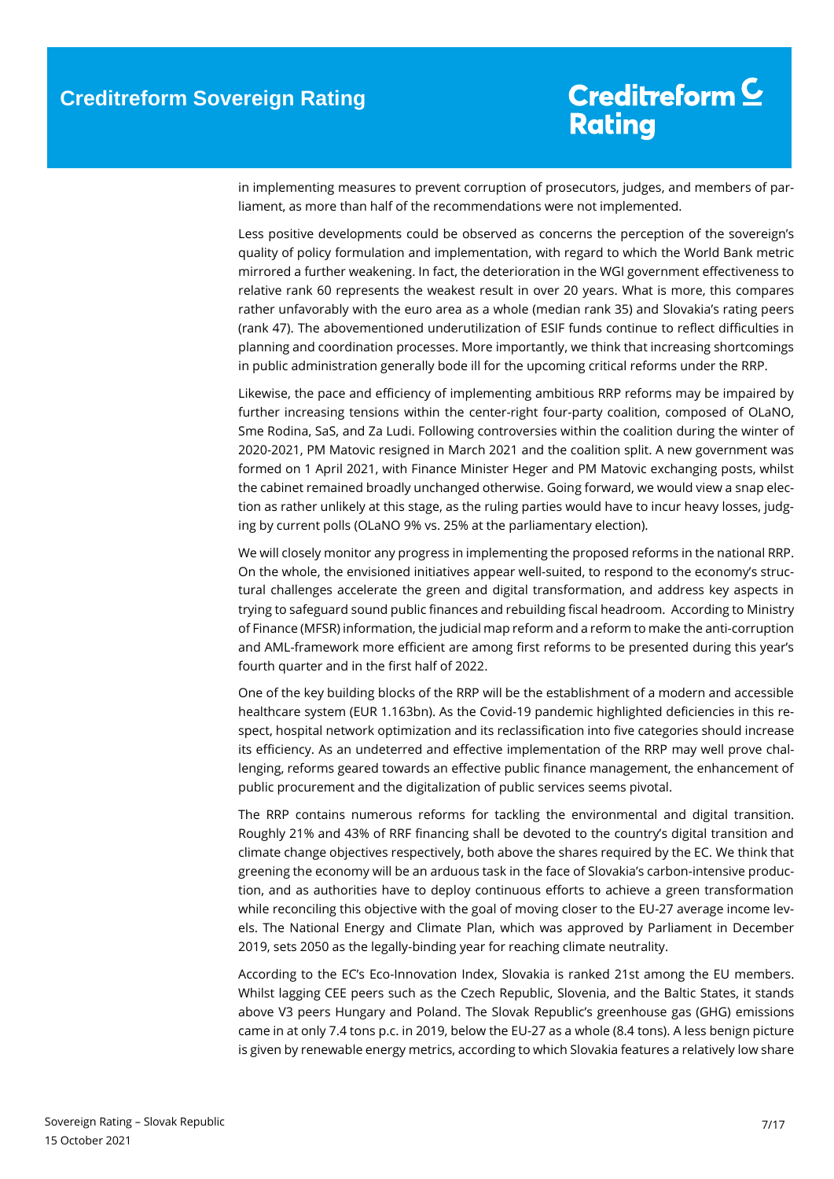in implementing measures to prevent corruption of prosecutors, judges, and members of parliament, as more than half of the recommendations were not implemented.

Less positive developments could be observed as concerns the perception of the sovereign's quality of policy formulation and implementation, with regard to which the World Bank metric mirrored a further weakening. In fact, the deterioration in the WGI government effectiveness to relative rank 60 represents the weakest result in over 20 years. What is more, this compares rather unfavorably with the euro area as a whole (median rank 35) and Slovakia's rating peers (rank 47). The abovementioned underutilization of ESIF funds continue to reflect difficulties in planning and coordination processes. More importantly, we think that increasing shortcomings in public administration generally bode ill for the upcoming critical reforms under the RRP.

Likewise, the pace and efficiency of implementing ambitious RRP reforms may be impaired by further increasing tensions within the center-right four-party coalition, composed of OLaNO, Sme Rodina, SaS, and Za Ludi. Following controversies within the coalition during the winter of 2020-2021, PM Matovic resigned in March 2021 and the coalition split. A new government was formed on 1 April 2021, with Finance Minister Heger and PM Matovic exchanging posts, whilst the cabinet remained broadly unchanged otherwise. Going forward, we would view a snap election as rather unlikely at this stage, as the ruling parties would have to incur heavy losses, judging by current polls (OLaNO 9% vs. 25% at the parliamentary election).

We will closely monitor any progress in implementing the proposed reforms in the national RRP. On the whole, the envisioned initiatives appear well-suited, to respond to the economy's structural challenges accelerate the green and digital transformation, and address key aspects in trying to safeguard sound public finances and rebuilding fiscal headroom. According to Ministry of Finance (MFSR) information, the judicial map reform and a reform to make the anti-corruption and AML-framework more efficient are among first reforms to be presented during this year's fourth quarter and in the first half of 2022.

One of the key building blocks of the RRP will be the establishment of a modern and accessible healthcare system (EUR 1.163bn). As the Covid-19 pandemic highlighted deficiencies in this respect, hospital network optimization and its reclassification into five categories should increase its efficiency. As an undeterred and effective implementation of the RRP may well prove challenging, reforms geared towards an effective public finance management, the enhancement of public procurement and the digitalization of public services seems pivotal.

The RRP contains numerous reforms for tackling the environmental and digital transition. Roughly 21% and 43% of RRF financing shall be devoted to the country's digital transition and climate change objectives respectively, both above the shares required by the EC. We think that greening the economy will be an arduous task in the face of Slovakia's carbon-intensive production, and as authorities have to deploy continuous efforts to achieve a green transformation while reconciling this objective with the goal of moving closer to the EU-27 average income levels. The National Energy and Climate Plan, which was approved by Parliament in December 2019, sets 2050 as the legally-binding year for reaching climate neutrality.

According to the EC's Eco-Innovation Index, Slovakia is ranked 21st among the EU members. Whilst lagging CEE peers such as the Czech Republic, Slovenia, and the Baltic States, it stands above V3 peers Hungary and Poland. The Slovak Republic's greenhouse gas (GHG) emissions came in at only 7.4 tons p.c. in 2019, below the EU-27 as a whole (8.4 tons). A less benign picture is given by renewable energy metrics, according to which Slovakia features a relatively low share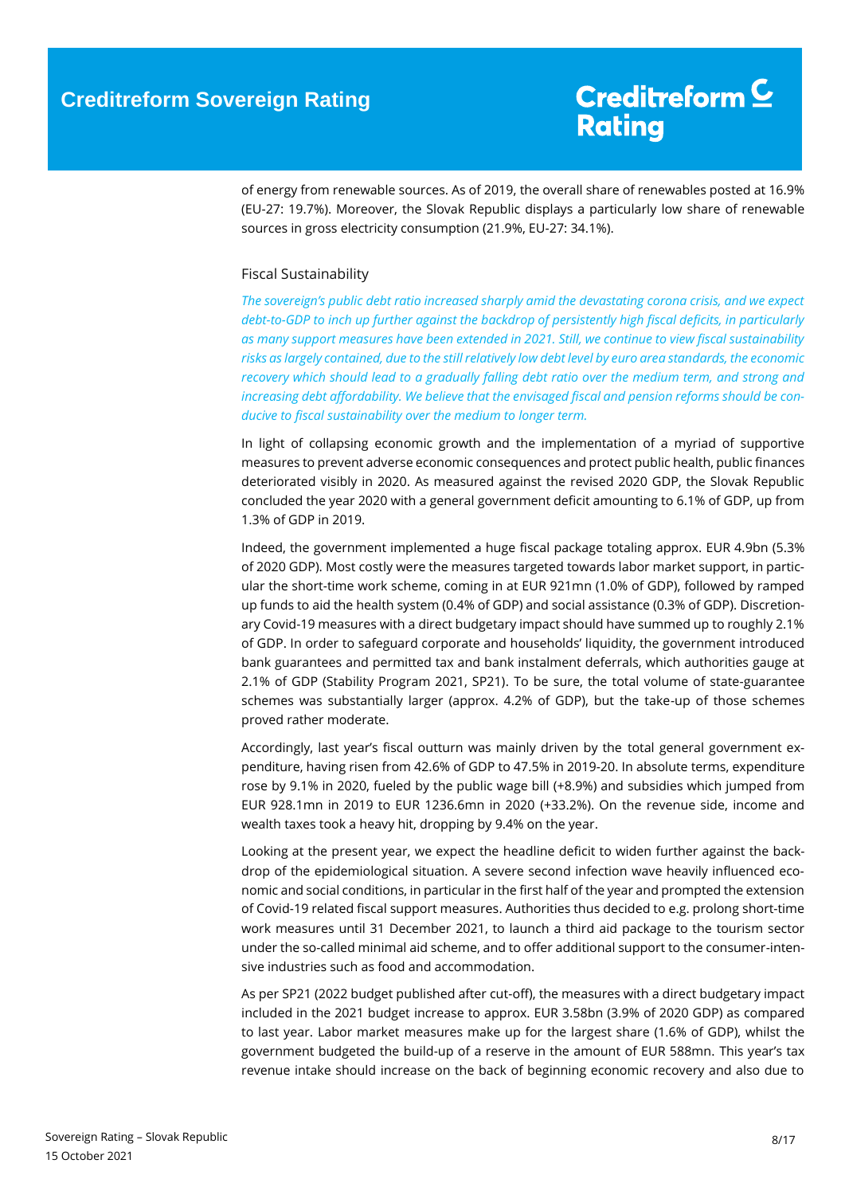of energy from renewable sources. As of 2019, the overall share of renewables posted at 16.9% (EU-27: 19.7%). Moreover, the Slovak Republic displays a particularly low share of renewable sources in gross electricity consumption (21.9%, EU-27: 34.1%).

## Fiscal Sustainability

*The sovereign's public debt ratio increased sharply amid the devastating corona crisis, and we expect debt-to-GDP to inch up further against the backdrop of persistently high fiscal deficits, in particularly as many support measures have been extended in 2021. Still, we continue to view fiscal sustainability risks as largely contained, due to the still relatively low debt level by euro area standards, the economic recovery which should lead to a gradually falling debt ratio over the medium term, and strong and increasing debt affordability. We believe that the envisaged fiscal and pension reforms should be conducive to fiscal sustainability over the medium to longer term.*

In light of collapsing economic growth and the implementation of a myriad of supportive measures to prevent adverse economic consequences and protect public health, public finances deteriorated visibly in 2020. As measured against the revised 2020 GDP, the Slovak Republic concluded the year 2020 with a general government deficit amounting to 6.1% of GDP, up from 1.3% of GDP in 2019.

Indeed, the government implemented a huge fiscal package totaling approx. EUR 4.9bn (5.3% of 2020 GDP). Most costly were the measures targeted towards labor market support, in particular the short-time work scheme, coming in at EUR 921mn (1.0% of GDP), followed by ramped up funds to aid the health system (0.4% of GDP) and social assistance (0.3% of GDP). Discretionary Covid-19 measures with a direct budgetary impact should have summed up to roughly 2.1% of GDP. In order to safeguard corporate and households' liquidity, the government introduced bank guarantees and permitted tax and bank instalment deferrals, which authorities gauge at 2.1% of GDP (Stability Program 2021, SP21). To be sure, the total volume of state-guarantee schemes was substantially larger (approx. 4.2% of GDP), but the take-up of those schemes proved rather moderate.

Accordingly, last year's fiscal outturn was mainly driven by the total general government expenditure, having risen from 42.6% of GDP to 47.5% in 2019-20. In absolute terms, expenditure rose by 9.1% in 2020, fueled by the public wage bill (+8.9%) and subsidies which jumped from EUR 928.1mn in 2019 to EUR 1236.6mn in 2020 (+33.2%). On the revenue side, income and wealth taxes took a heavy hit, dropping by 9.4% on the year.

Looking at the present year, we expect the headline deficit to widen further against the backdrop of the epidemiological situation. A severe second infection wave heavily influenced economic and social conditions, in particular in the first half of the year and prompted the extension of Covid-19 related fiscal support measures. Authorities thus decided to e.g. prolong short-time work measures until 31 December 2021, to launch a third aid package to the tourism sector under the so-called minimal aid scheme, and to offer additional support to the consumer-intensive industries such as food and accommodation.

As per SP21 (2022 budget published after cut-off), the measures with a direct budgetary impact included in the 2021 budget increase to approx. EUR 3.58bn (3.9% of 2020 GDP) as compared to last year. Labor market measures make up for the largest share (1.6% of GDP), whilst the government budgeted the build-up of a reserve in the amount of EUR 588mn. This year's tax revenue intake should increase on the back of beginning economic recovery and also due to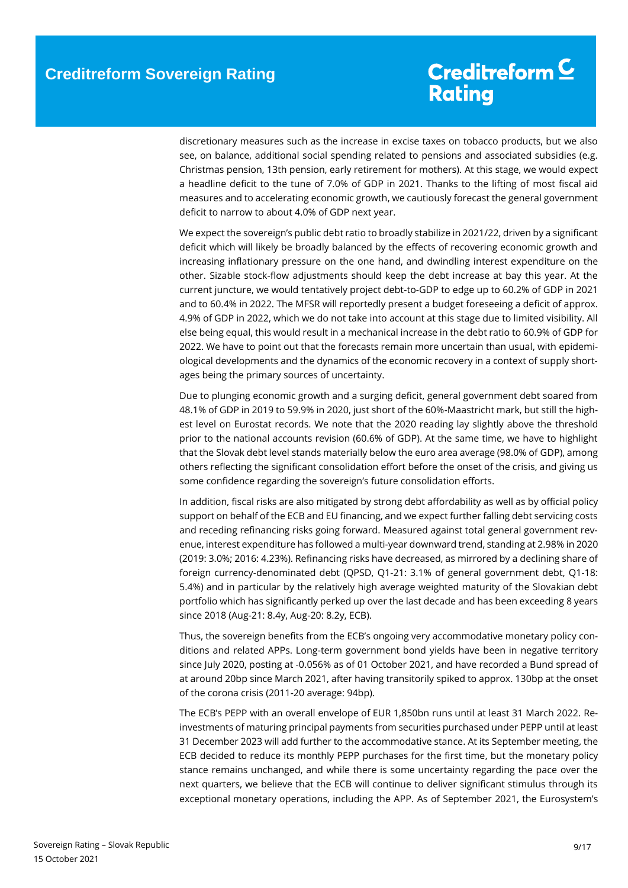discretionary measures such as the increase in excise taxes on tobacco products, but we also see, on balance, additional social spending related to pensions and associated subsidies (e.g. Christmas pension, 13th pension, early retirement for mothers). At this stage, we would expect a headline deficit to the tune of 7.0% of GDP in 2021. Thanks to the lifting of most fiscal aid measures and to accelerating economic growth, we cautiously forecast the general government deficit to narrow to about 4.0% of GDP next year.

We expect the sovereign's public debt ratio to broadly stabilize in 2021/22, driven by a significant deficit which will likely be broadly balanced by the effects of recovering economic growth and increasing inflationary pressure on the one hand, and dwindling interest expenditure on the other. Sizable stock-flow adjustments should keep the debt increase at bay this year. At the current juncture, we would tentatively project debt-to-GDP to edge up to 60.2% of GDP in 2021 and to 60.4% in 2022. The MFSR will reportedly present a budget foreseeing a deficit of approx. 4.9% of GDP in 2022, which we do not take into account at this stage due to limited visibility. All else being equal, this would result in a mechanical increase in the debt ratio to 60.9% of GDP for 2022. We have to point out that the forecasts remain more uncertain than usual, with epidemiological developments and the dynamics of the economic recovery in a context of supply shortages being the primary sources of uncertainty.

Due to plunging economic growth and a surging deficit, general government debt soared from 48.1% of GDP in 2019 to 59.9% in 2020, just short of the 60%-Maastricht mark, but still the highest level on Eurostat records. We note that the 2020 reading lay slightly above the threshold prior to the national accounts revision (60.6% of GDP). At the same time, we have to highlight that the Slovak debt level stands materially below the euro area average (98.0% of GDP), among others reflecting the significant consolidation effort before the onset of the crisis, and giving us some confidence regarding the sovereign's future consolidation efforts.

In addition, fiscal risks are also mitigated by strong debt affordability as well as by official policy support on behalf of the ECB and EU financing, and we expect further falling debt servicing costs and receding refinancing risks going forward. Measured against total general government revenue, interest expenditure has followed a multi-year downward trend, standing at 2.98% in 2020 (2019: 3.0%; 2016: 4.23%). Refinancing risks have decreased, as mirrored by a declining share of foreign currency-denominated debt (QPSD, Q1-21: 3.1% of general government debt, Q1-18: 5.4%) and in particular by the relatively high average weighted maturity of the Slovakian debt portfolio which has significantly perked up over the last decade and has been exceeding 8 years since 2018 (Aug-21: 8.4y, Aug-20: 8.2y, ECB).

Thus, the sovereign benefits from the ECB's ongoing very accommodative monetary policy conditions and related APPs. Long-term government bond yields have been in negative territory since July 2020, posting at -0.056% as of 01 October 2021, and have recorded a Bund spread of at around 20bp since March 2021, after having transitorily spiked to approx. 130bp at the onset of the corona crisis (2011-20 average: 94bp).

The ECB's PEPP with an overall envelope of EUR 1,850bn runs until at least 31 March 2022. Reinvestments of maturing principal payments from securities purchased under PEPP until at least 31 December 2023 will add further to the accommodative stance. At its September meeting, the ECB decided to reduce its monthly PEPP purchases for the first time, but the monetary policy stance remains unchanged, and while there is some uncertainty regarding the pace over the next quarters, we believe that the ECB will continue to deliver significant stimulus through its exceptional monetary operations, including the APP. As of September 2021, the Eurosystem's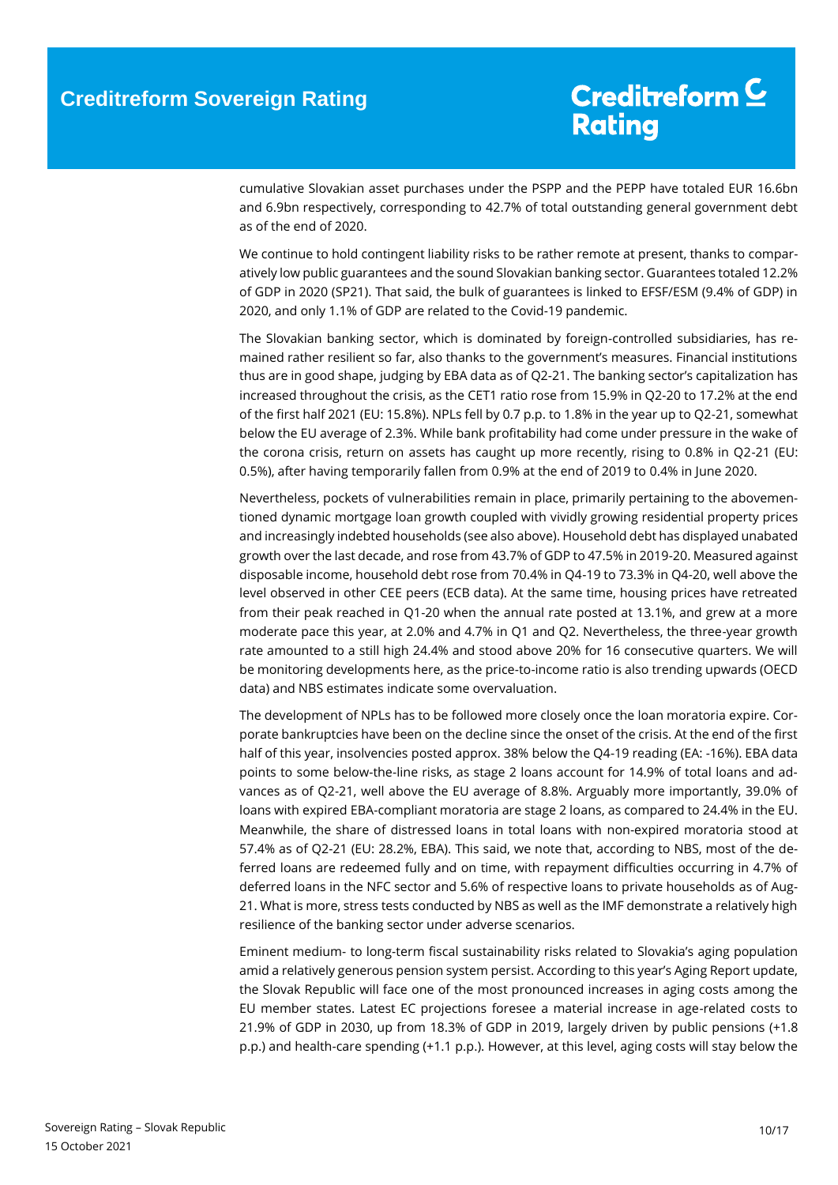cumulative Slovakian asset purchases under the PSPP and the PEPP have totaled EUR 16.6bn and 6.9bn respectively, corresponding to 42.7% of total outstanding general government debt as of the end of 2020.

We continue to hold contingent liability risks to be rather remote at present, thanks to comparatively low public guarantees and the sound Slovakian banking sector. Guarantees totaled 12.2% of GDP in 2020 (SP21). That said, the bulk of guarantees is linked to EFSF/ESM (9.4% of GDP) in 2020, and only 1.1% of GDP are related to the Covid-19 pandemic.

The Slovakian banking sector, which is dominated by foreign-controlled subsidiaries, has remained rather resilient so far, also thanks to the government's measures. Financial institutions thus are in good shape, judging by EBA data as of Q2-21. The banking sector's capitalization has increased throughout the crisis, as the CET1 ratio rose from 15.9% in Q2-20 to 17.2% at the end of the first half 2021 (EU: 15.8%). NPLs fell by 0.7 p.p. to 1.8% in the year up to Q2-21, somewhat below the EU average of 2.3%. While bank profitability had come under pressure in the wake of the corona crisis, return on assets has caught up more recently, rising to 0.8% in Q2-21 (EU: 0.5%), after having temporarily fallen from 0.9% at the end of 2019 to 0.4% in June 2020.

Nevertheless, pockets of vulnerabilities remain in place, primarily pertaining to the abovementioned dynamic mortgage loan growth coupled with vividly growing residential property prices and increasingly indebted households (see also above). Household debt has displayed unabated growth over the last decade, and rose from 43.7% of GDP to 47.5% in 2019-20. Measured against disposable income, household debt rose from 70.4% in Q4-19 to 73.3% in Q4-20, well above the level observed in other CEE peers (ECB data). At the same time, housing prices have retreated from their peak reached in Q1-20 when the annual rate posted at 13.1%, and grew at a more moderate pace this year, at 2.0% and 4.7% in Q1 and Q2. Nevertheless, the three-year growth rate amounted to a still high 24.4% and stood above 20% for 16 consecutive quarters. We will be monitoring developments here, as the price-to-income ratio is also trending upwards (OECD data) and NBS estimates indicate some overvaluation.

The development of NPLs has to be followed more closely once the loan moratoria expire. Corporate bankruptcies have been on the decline since the onset of the crisis. At the end of the first half of this year, insolvencies posted approx. 38% below the Q4-19 reading (EA: -16%). EBA data points to some below-the-line risks, as stage 2 loans account for 14.9% of total loans and advances as of Q2-21, well above the EU average of 8.8%. Arguably more importantly, 39.0% of loans with expired EBA-compliant moratoria are stage 2 loans, as compared to 24.4% in the EU. Meanwhile, the share of distressed loans in total loans with non-expired moratoria stood at 57.4% as of Q2-21 (EU: 28.2%, EBA). This said, we note that, according to NBS, most of the deferred loans are redeemed fully and on time, with repayment difficulties occurring in 4.7% of deferred loans in the NFC sector and 5.6% of respective loans to private households as of Aug-21. What is more, stress tests conducted by NBS as well as the IMF demonstrate a relatively high resilience of the banking sector under adverse scenarios.

Eminent medium- to long-term fiscal sustainability risks related to Slovakia's aging population amid a relatively generous pension system persist. According to this year's Aging Report update, the Slovak Republic will face one of the most pronounced increases in aging costs among the EU member states. Latest EC projections foresee a material increase in age-related costs to 21.9% of GDP in 2030, up from 18.3% of GDP in 2019, largely driven by public pensions (+1.8 p.p.) and health-care spending (+1.1 p.p.). However, at this level, aging costs will stay below the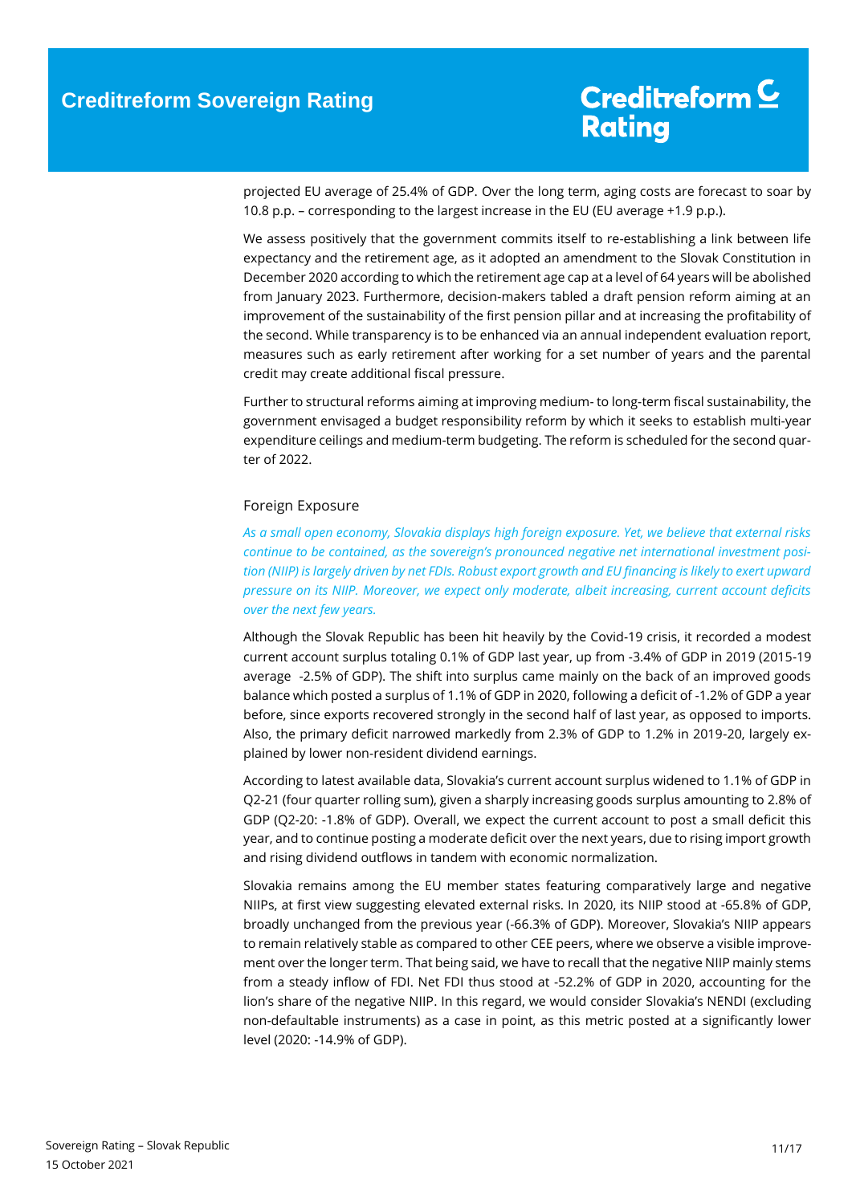projected EU average of 25.4% of GDP. Over the long term, aging costs are forecast to soar by 10.8 p.p. – corresponding to the largest increase in the EU (EU average +1.9 p.p.).

We assess positively that the government commits itself to re-establishing a link between life expectancy and the retirement age, as it adopted an amendment to the Slovak Constitution in December 2020 according to which the retirement age cap at a level of 64 years will be abolished from January 2023. Furthermore, decision-makers tabled a draft pension reform aiming at an improvement of the sustainability of the first pension pillar and at increasing the profitability of the second. While transparency is to be enhanced via an annual independent evaluation report, measures such as early retirement after working for a set number of years and the parental credit may create additional fiscal pressure.

Further to structural reforms aiming at improving medium- to long-term fiscal sustainability, the government envisaged a budget responsibility reform by which it seeks to establish multi-year expenditure ceilings and medium-term budgeting. The reform is scheduled for the second quarter of 2022.

## Foreign Exposure

*As a small open economy, Slovakia displays high foreign exposure. Yet, we believe that external risks continue to be contained, as the sovereign's pronounced negative net international investment position (NIIP) is largely driven by net FDIs. Robust export growth and EU financing is likely to exert upward pressure on its NIIP. Moreover, we expect only moderate, albeit increasing, current account deficits over the next few years.*

Although the Slovak Republic has been hit heavily by the Covid-19 crisis, it recorded a modest current account surplus totaling 0.1% of GDP last year, up from -3.4% of GDP in 2019 (2015-19 average -2.5% of GDP). The shift into surplus came mainly on the back of an improved goods balance which posted a surplus of 1.1% of GDP in 2020, following a deficit of -1.2% of GDP a year before, since exports recovered strongly in the second half of last year, as opposed to imports. Also, the primary deficit narrowed markedly from 2.3% of GDP to 1.2% in 2019-20, largely explained by lower non-resident dividend earnings.

According to latest available data, Slovakia's current account surplus widened to 1.1% of GDP in Q2-21 (four quarter rolling sum), given a sharply increasing goods surplus amounting to 2.8% of GDP (Q2-20: -1.8% of GDP). Overall, we expect the current account to post a small deficit this year, and to continue posting a moderate deficit over the next years, due to rising import growth and rising dividend outflows in tandem with economic normalization.

Slovakia remains among the EU member states featuring comparatively large and negative NIIPs, at first view suggesting elevated external risks. In 2020, its NIIP stood at -65.8% of GDP, broadly unchanged from the previous year (-66.3% of GDP). Moreover, Slovakia's NIIP appears to remain relatively stable as compared to other CEE peers, where we observe a visible improvement over the longer term. That being said, we have to recall that the negative NIIP mainly stems from a steady inflow of FDI. Net FDI thus stood at -52.2% of GDP in 2020, accounting for the lion's share of the negative NIIP. In this regard, we would consider Slovakia's NENDI (excluding non-defaultable instruments) as a case in point, as this metric posted at a significantly lower level (2020: -14.9% of GDP).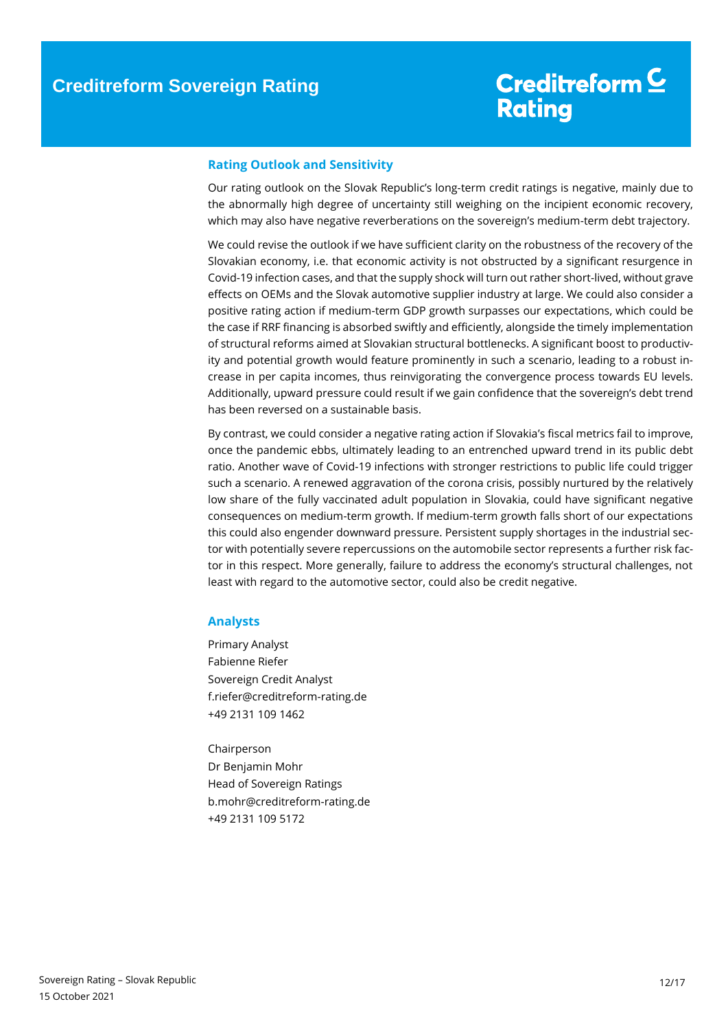## Rating Outlook and Sensitivity

Our rating outlook on the Slovak Republic's long-term credit ratings is negative, mainly due to the abnormally high degree of uncertainty still weighing on the incipient economic recovery, which may also have negative reverberations on the sovereign's medium-term debt trajectory.

We could revise the outlook if we have sufficient clarity on the robustness of the recovery of the Slovakian economy, i.e. that economic activity is not obstructed by a significant resurgence in Covid-19 infection cases, and that the supply shock will turn out rather short-lived, without grave effects on OEMs and the Slovak automotive supplier industry at large. We could also consider a positive rating action if medium-term GDP growth surpasses our expectations, which could be the case if RRF financing is absorbed swiftly and efficiently, alongside the timely implementation of structural reforms aimed at Slovakian structural bottlenecks. A significant boost to productivity and potential growth would feature prominently in such a scenario, leading to a robust increase in per capita incomes, thus reinvigorating the convergence process towards EU levels. Additionally, upward pressure could result if we gain confidence that the sovereign's debt trend has been reversed on a sustainable basis.

By contrast, we could consider a negative rating action if Slovakia's fiscal metrics fail to improve, once the pandemic ebbs, ultimately leading to an entrenched upward trend in its public debt ratio. Another wave of Covid-19 infections with stronger restrictions to public life could trigger such a scenario. A renewed aggravation of the corona crisis, possibly nurtured by the relatively low share of the fully vaccinated adult population in Slovakia, could have significant negative consequences on medium-term growth. If medium-term growth falls short of our expectations this could also engender downward pressure. Persistent supply shortages in the industrial sector with potentially severe repercussions on the automobile sector represents a further risk factor in this respect. More generally, failure to address the economy's structural challenges, not least with regard to the automotive sector, could also be credit negative.

## Analysts

Primary Analyst
Fabienne Riefer
Sovereign Credit Analyst
f.riefer@creditreform-rating.de
+49 2131 109 1462

Chairperson
Dr Benjamin Mohr
Head of Sovereign Ratings
b.mohr@creditreform-rating.de
+49 2131 109 5172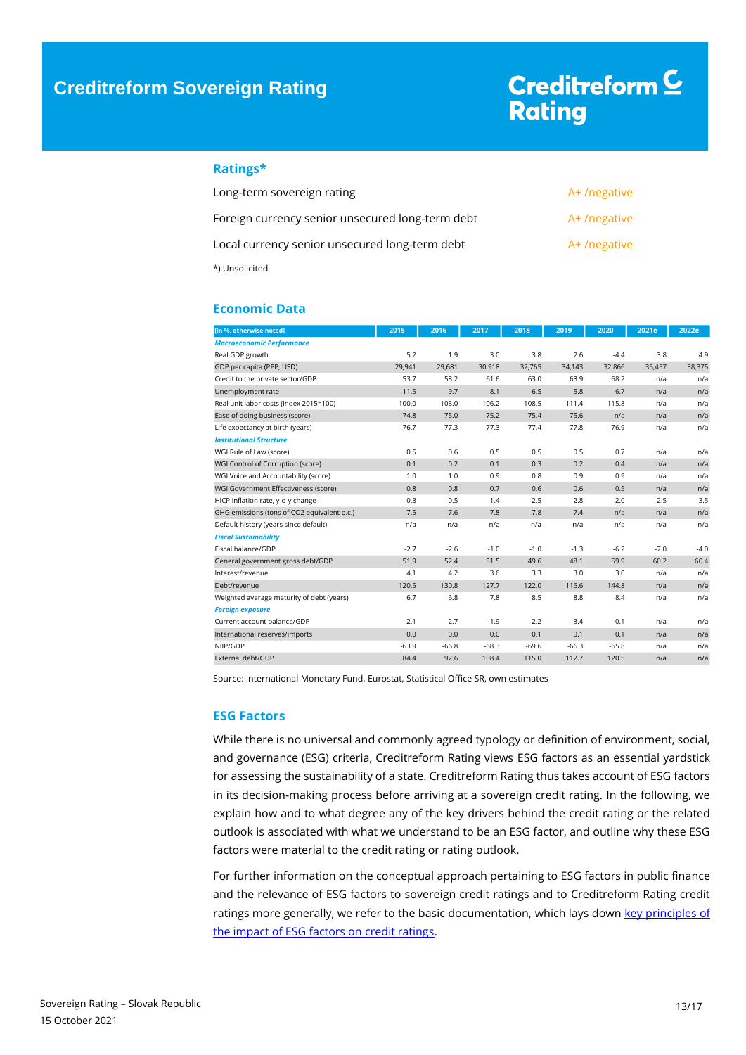# Creditreform Sovereign Rating

Creditreform Rating

## Ratings*

| | |
|---|---|
| Long-term sovereign rating | A+ /negative |
| Foreign currency senior unsecured long-term debt | A+ /negative |
| Local currency senior unsecured long-term debt | A+ /negative |

*) Unsolicited

## Economic Data

| [in %, otherwise noted] | 2015 | 2016 | 2017 | 2018 | 2019 | 2020 | 2021e | 2022e |
|---|---|---|---|---|---|---|---|---|
| ***Macroeconomic Performance*** | | | | | | | | |
| Real GDP growth | 5.2 | 1.9 | 3.0 | 3.8 | 2.6 | -4.4 | 3.8 | 4.9 |
| GDP per capita (PPP, USD) | 29,941 | 29,681 | 30,918 | 32,765 | 34,143 | 32,866 | 35,457 | 38,375 |
| Credit to the private sector/GDP | 53.7 | 58.2 | 61.6 | 63.0 | 63.9 | 68.2 | n/a | n/a |
| Unemployment rate | 11.5 | 9.7 | 8.1 | 6.5 | 5.8 | 6.7 | n/a | n/a |
| Real unit labor costs (index 2015=100) | 100.0 | 103.0 | 106.2 | 108.5 | 111.4 | 115.8 | n/a | n/a |
| Ease of doing business (score) | 74.8 | 75.0 | 75.2 | 75.4 | 75.6 | n/a | n/a | n/a |
| Life expectancy at birth (years) | 76.7 | 77.3 | 77.3 | 77.4 | 77.8 | 76.9 | n/a | n/a |
| ***Institutional Structure*** | | | | | | | | |
| WGI Rule of Law (score) | 0.5 | 0.6 | 0.5 | 0.5 | 0.5 | 0.7 | n/a | n/a |
| WGI Control of Corruption (score) | 0.1 | 0.2 | 0.1 | 0.3 | 0.2 | 0.4 | n/a | n/a |
| WGI Voice and Accountability (score) | 1.0 | 1.0 | 0.9 | 0.8 | 0.9 | 0.9 | n/a | n/a |
| WGI Government Effectiveness (score) | 0.8 | 0.8 | 0.7 | 0.6 | 0.6 | 0.5 | n/a | n/a |
| HICP inflation rate, y-o-y change | -0.3 | -0.5 | 1.4 | 2.5 | 2.8 | 2.0 | 2.5 | 3.5 |
| GHG emissions (tons of CO2 equivalent p.c.) | 7.5 | 7.6 | 7.8 | 7.8 | 7.4 | n/a | n/a | n/a |
| Default history (years since default) | n/a | n/a | n/a | n/a | n/a | n/a | n/a | n/a |
| ***Fiscal Sustainability*** | | | | | | | | |
| Fiscal balance/GDP | -2.7 | -2.6 | -1.0 | -1.0 | -1.3 | -6.2 | -7.0 | -4.0 |
| General government gross debt/GDP | 51.9 | 52.4 | 51.5 | 49.6 | 48.1 | 59.9 | 60.2 | 60.4 |
| Interest/revenue | 4.1 | 4.2 | 3.6 | 3.3 | 3.0 | 3.0 | n/a | n/a |
| Debt/revenue | 120.5 | 130.8 | 127.7 | 122.0 | 116.6 | 144.8 | n/a | n/a |
| Weighted average maturity of debt (years) | 6.7 | 6.8 | 7.8 | 8.5 | 8.8 | 8.4 | n/a | n/a |
| ***Foreign exposure*** | | | | | | | | |
| Current account balance/GDP | -2.1 | -2.7 | -1.9 | -2.2 | -3.4 | 0.1 | n/a | n/a |
| International reserves/imports | 0.0 | 0.0 | 0.0 | 0.1 | 0.1 | 0.1 | n/a | n/a |
| NIIP/GDP | -63.9 | -66.8 | -68.3 | -69.6 | -66.3 | -65.8 | n/a | n/a |
| External debt/GDP | 84.4 | 92.6 | 108.4 | 115.0 | 112.7 | 120.5 | n/a | n/a |

Source: International Monetary Fund, Eurostat, Statistical Office SR, own estimates

## ESG Factors

While there is no universal and commonly agreed typology or definition of environment, social, and governance (ESG) criteria, Creditreform Rating views ESG factors as an essential yardstick for assessing the sustainability of a state. Creditreform Rating thus takes account of ESG factors in its decision-making process before arriving at a sovereign credit rating. In the following, we explain how and to what degree any of the key drivers behind the credit rating or the related outlook is associated with what we understand to be an ESG factor, and outline why these ESG factors were material to the credit rating or rating outlook.

For further information on the conceptual approach pertaining to ESG factors in public finance and the relevance of ESG factors to sovereign credit ratings and to Creditreform Rating credit ratings more generally, we refer to the basic documentation, which lays down key principles of the impact of ESG factors on credit ratings.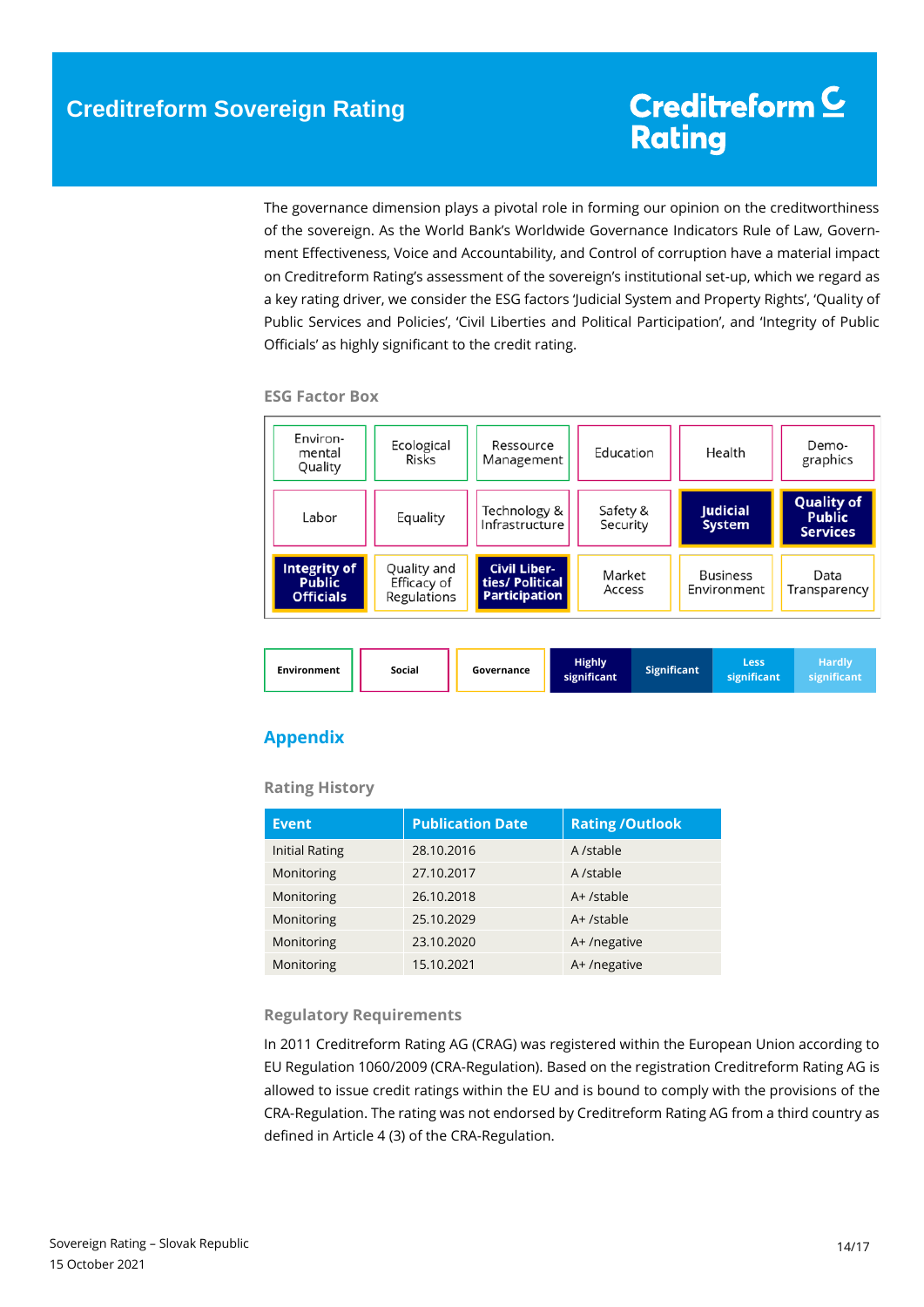The governance dimension plays a pivotal role in forming our opinion on the creditworthiness of the sovereign. As the World Bank's Worldwide Governance Indicators Rule of Law, Government Effectiveness, Voice and Accountability, and Control of corruption have a material impact on Creditreform Rating's assessment of the sovereign's institutional set-up, which we regard as a key rating driver, we consider the ESG factors 'Judicial System and Property Rights', 'Quality of Public Services and Policies', 'Civil Liberties and Political Participation', and 'Integrity of Public Officials' as highly significant to the credit rating.

### ESG Factor Box

| | | | | | |
|---|---|---|---|---|---|
| Environmental Quality | Ecological Risks | Ressource Management | Education | Health | Demographics |
| Labor | Equality | Technology & Infrastructure | Safety & Security | **Judicial System** | **Quality of Public Services** |
| **Integrity of Public Officials** | Quality and Efficacy of Regulations | **Civil Liberties/ Political Participation** | Market Access | Business Environment | Data Transparency |

Legend: Environment | Social | Governance | Highly significant | Significant | Less significant | Hardly significant

## Appendix

### Rating History

| Event | Publication Date | Rating /Outlook |
|---|---|---|
| Initial Rating | 28.10.2016 | A /stable |
| Monitoring | 27.10.2017 | A /stable |
| Monitoring | 26.10.2018 | A+ /stable |
| Monitoring | 25.10.2029 | A+ /stable |
| Monitoring | 23.10.2020 | A+ /negative |
| Monitoring | 15.10.2021 | A+ /negative |

### Regulatory Requirements

In 2011 Creditreform Rating AG (CRAG) was registered within the European Union according to EU Regulation 1060/2009 (CRA-Regulation). Based on the registration Creditreform Rating AG is allowed to issue credit ratings within the EU and is bound to comply with the provisions of the CRA-Regulation. The rating was not endorsed by Creditreform Rating AG from a third country as defined in Article 4 (3) of the CRA-Regulation.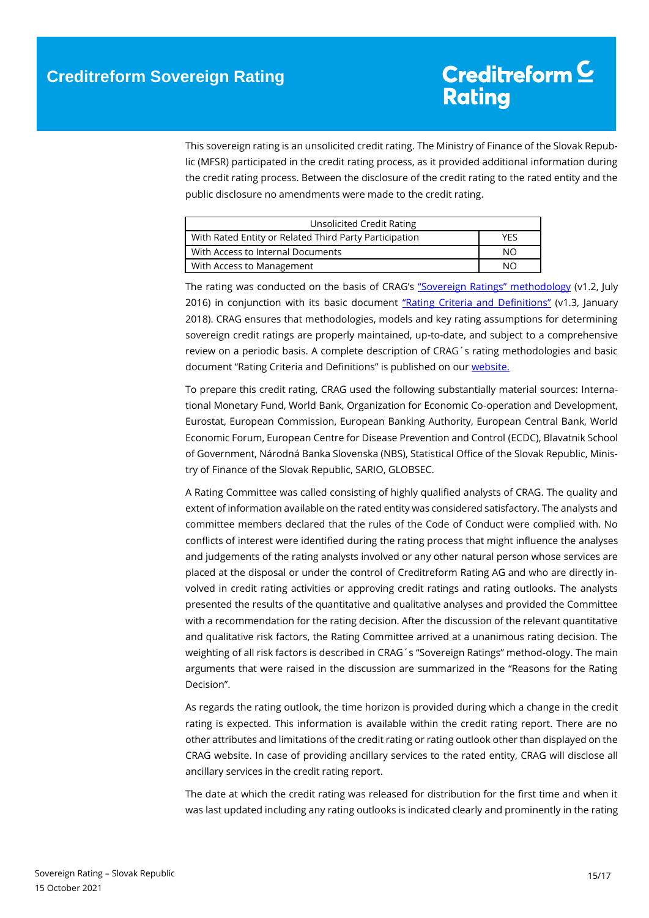This sovereign rating is an unsolicited credit rating. The Ministry of Finance of the Slovak Republic (MFSR) participated in the credit rating process, as it provided additional information during the credit rating process. Between the disclosure of the credit rating to the rated entity and the public disclosure no amendments were made to the credit rating.

| Unsolicited Credit Rating | |
|---|---|
| With Rated Entity or Related Third Party Participation | YES |
| With Access to Internal Documents | NO |
| With Access to Management | NO |

The rating was conducted on the basis of CRAG's "Sovereign Ratings" methodology (v1.2, July 2016) in conjunction with its basic document "Rating Criteria and Definitions" (v1.3, January 2018). CRAG ensures that methodologies, models and key rating assumptions for determining sovereign credit ratings are properly maintained, up-to-date, and subject to a comprehensive review on a periodic basis. A complete description of CRAG´s rating methodologies and basic document "Rating Criteria and Definitions" is published on our website.

To prepare this credit rating, CRAG used the following substantially material sources: International Monetary Fund, World Bank, Organization for Economic Co-operation and Development, Eurostat, European Commission, European Banking Authority, European Central Bank, World Economic Forum, European Centre for Disease Prevention and Control (ECDC), Blavatnik School of Government, Národná Banka Slovenska (NBS), Statistical Office of the Slovak Republic, Ministry of Finance of the Slovak Republic, SARIO, GLOBSEC.

A Rating Committee was called consisting of highly qualified analysts of CRAG. The quality and extent of information available on the rated entity was considered satisfactory. The analysts and committee members declared that the rules of the Code of Conduct were complied with. No conflicts of interest were identified during the rating process that might influence the analyses and judgements of the rating analysts involved or any other natural person whose services are placed at the disposal or under the control of Creditreform Rating AG and who are directly involved in credit rating activities or approving credit ratings and rating outlooks. The analysts presented the results of the quantitative and qualitative analyses and provided the Committee with a recommendation for the rating decision. After the discussion of the relevant quantitative and qualitative risk factors, the Rating Committee arrived at a unanimous rating decision. The weighting of all risk factors is described in CRAG´s "Sovereign Ratings" method-ology. The main arguments that were raised in the discussion are summarized in the "Reasons for the Rating Decision".

As regards the rating outlook, the time horizon is provided during which a change in the credit rating is expected. This information is available within the credit rating report. There are no other attributes and limitations of the credit rating or rating outlook other than displayed on the CRAG website. In case of providing ancillary services to the rated entity, CRAG will disclose all ancillary services in the credit rating report.

The date at which the credit rating was released for distribution for the first time and when it was last updated including any rating outlooks is indicated clearly and prominently in the rating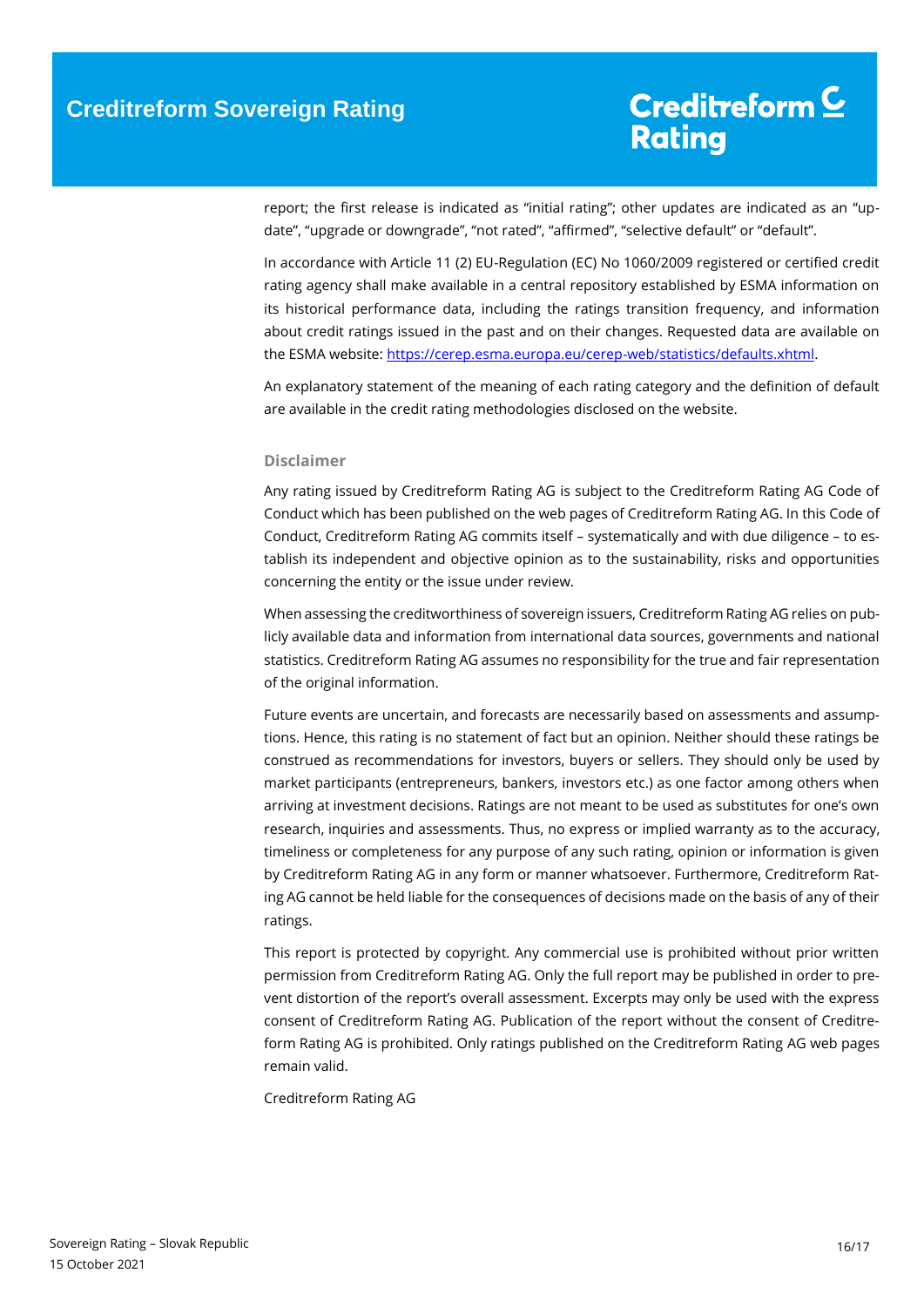report; the first release is indicated as "initial rating"; other updates are indicated as an "update", "upgrade or downgrade", "not rated", "affirmed", "selective default" or "default".

In accordance with Article 11 (2) EU-Regulation (EC) No 1060/2009 registered or certified credit rating agency shall make available in a central repository established by ESMA information on its historical performance data, including the ratings transition frequency, and information about credit ratings issued in the past and on their changes. Requested data are available on the ESMA website: [https://cerep.esma.europa.eu/cerep-web/statistics/defaults.xhtml](https://cerep.esma.europa.eu/cerep-web/statistics/defaults.xhtml).

An explanatory statement of the meaning of each rating category and the definition of default are available in the credit rating methodologies disclosed on the website.

### Disclaimer

Any rating issued by Creditreform Rating AG is subject to the Creditreform Rating AG Code of Conduct which has been published on the web pages of Creditreform Rating AG. In this Code of Conduct, Creditreform Rating AG commits itself – systematically and with due diligence – to establish its independent and objective opinion as to the sustainability, risks and opportunities concerning the entity or the issue under review.

When assessing the creditworthiness of sovereign issuers, Creditreform Rating AG relies on publicly available data and information from international data sources, governments and national statistics. Creditreform Rating AG assumes no responsibility for the true and fair representation of the original information.

Future events are uncertain, and forecasts are necessarily based on assessments and assumptions. Hence, this rating is no statement of fact but an opinion. Neither should these ratings be construed as recommendations for investors, buyers or sellers. They should only be used by market participants (entrepreneurs, bankers, investors etc.) as one factor among others when arriving at investment decisions. Ratings are not meant to be used as substitutes for one's own research, inquiries and assessments. Thus, no express or implied warranty as to the accuracy, timeliness or completeness for any purpose of any such rating, opinion or information is given by Creditreform Rating AG in any form or manner whatsoever. Furthermore, Creditreform Rating AG cannot be held liable for the consequences of decisions made on the basis of any of their ratings.

This report is protected by copyright. Any commercial use is prohibited without prior written permission from Creditreform Rating AG. Only the full report may be published in order to prevent distortion of the report's overall assessment. Excerpts may only be used with the express consent of Creditreform Rating AG. Publication of the report without the consent of Creditreform Rating AG is prohibited. Only ratings published on the Creditreform Rating AG web pages remain valid.

Creditreform Rating AG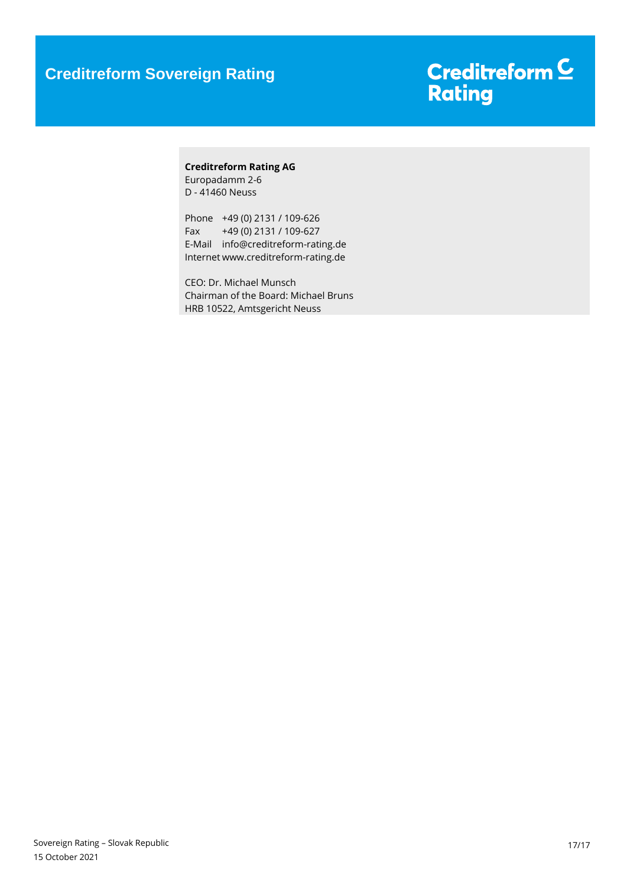**Creditreform Rating AG**
Europadamm 2-6
D - 41460 Neuss

Phone +49 (0) 2131 / 109-626
Fax +49 (0) 2131 / 109-627
E-Mail info@creditreform-rating.de
Internet www.creditreform-rating.de

CEO: Dr. Michael Munsch
Chairman of the Board: Michael Bruns
HRB 10522, Amtsgericht Neuss